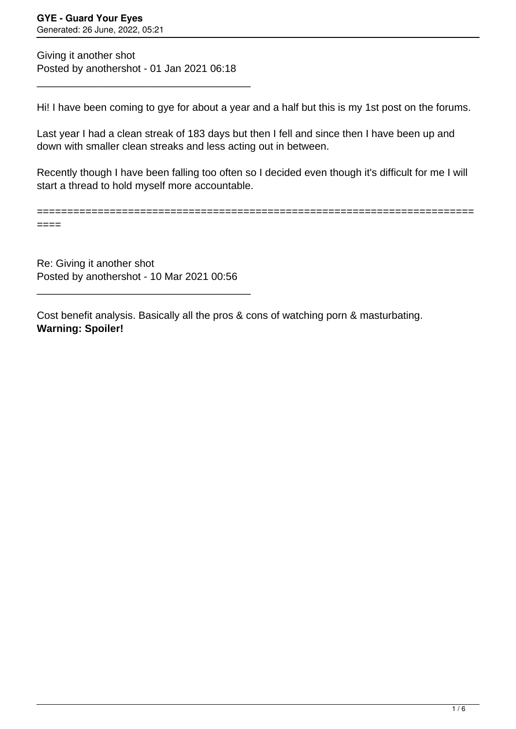Giving it another shot
Posted by anothershot - 01 Jan 2021 06:18

---

Hi! I have been coming to gye for about a year and a half but this is my 1st post on the forums.

Last year I had a clean streak of 183 days but then I fell and since then I have been up and down with smaller clean streaks and less acting out in between.

Recently though I have been falling too often so I decided even though it's difficult for me I will start a thread to hold myself more accountable.

============================================================================

Re: Giving it another shot
Posted by anothershot - 10 Mar 2021 00:56

---

Cost benefit analysis. Basically all the pros & cons of watching porn & masturbating.
**Warning: Spoiler!**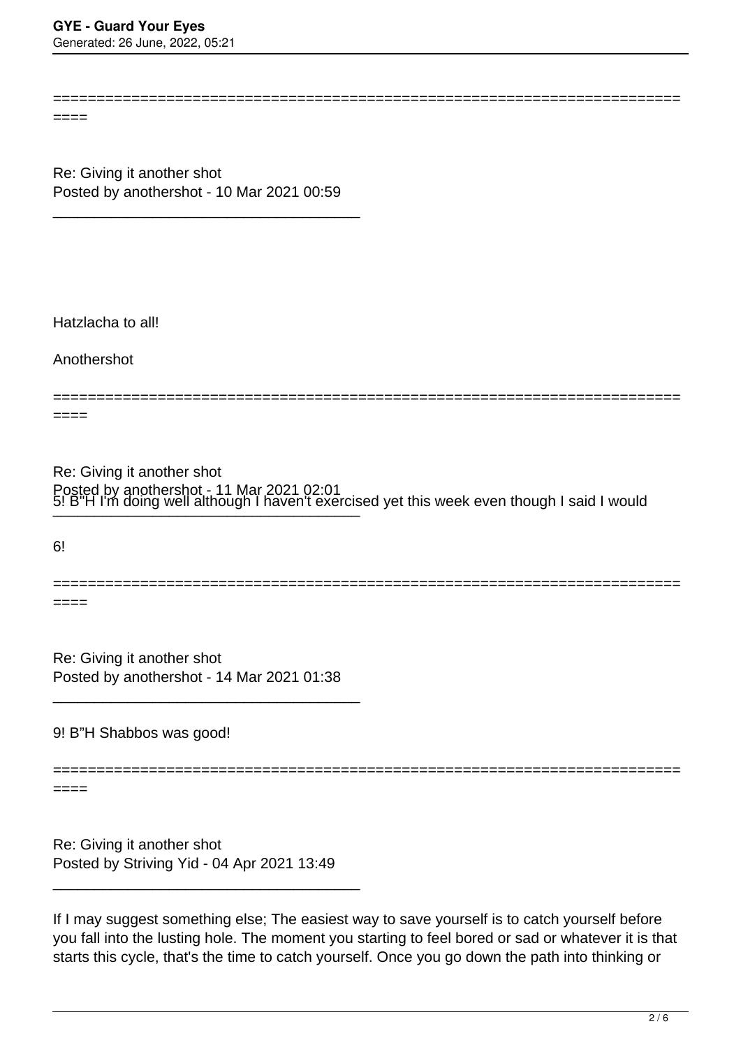========================================================================

Re: Giving it another shot
Posted by anothershot - 10 Mar 2021 00:59

_____________________________________

Hatzlacha to all!

Anothershot

========================================================================

Re: Giving it another shot
Posted by anothershot - 11 Mar 2021 02:01

_____________________________________

5! B"H I'm doing well although I haven't exercised yet this week even though I said I would

6!

========================================================================

Re: Giving it another shot
Posted by anothershot - 14 Mar 2021 01:38

_____________________________________

9! B"H Shabbos was good!

========================================================================

Re: Giving it another shot
Posted by Striving Yid - 04 Apr 2021 13:49

_____________________________________

If I may suggest something else; The easiest way to save yourself is to catch yourself before you fall into the lusting hole. The moment you starting to feel bored or sad or whatever it is that starts this cycle, that's the time to catch yourself. Once you go down the path into thinking or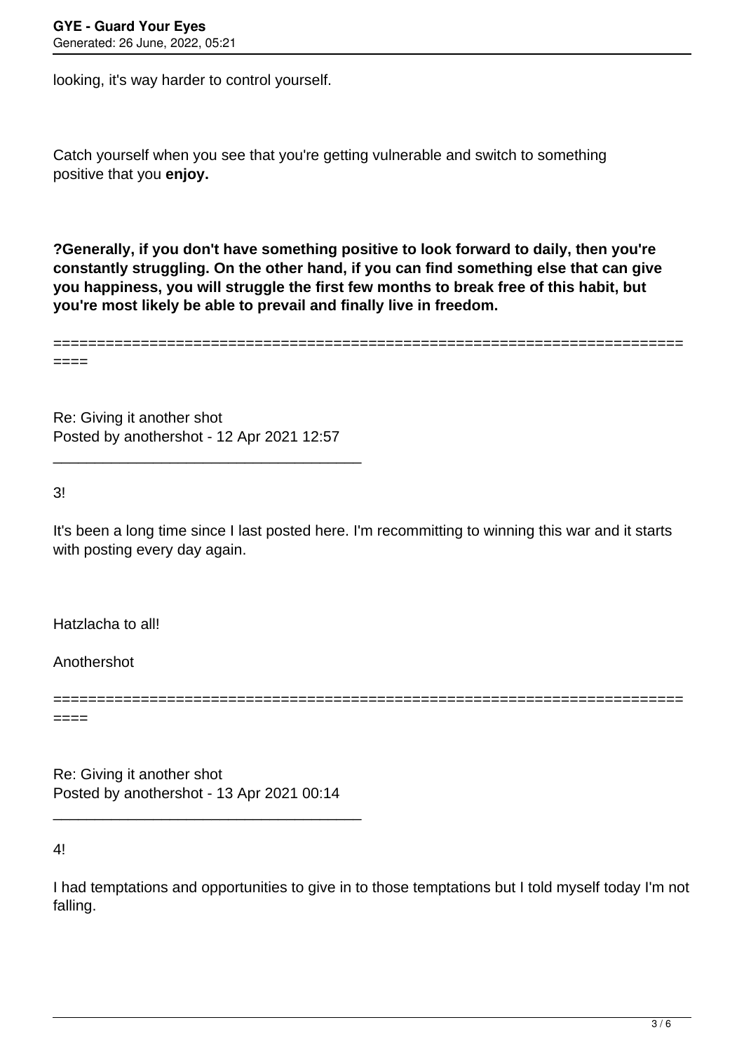looking, it's way harder to control yourself.

Catch yourself when you see that you're getting vulnerable and switch to something positive that you **enjoy.**

**?Generally, if you don't have something positive to look forward to daily, then you're constantly struggling. On the other hand, if you can find something else that can give you happiness, you will struggle the first few months to break free of this habit, but you're most likely be able to prevail and finally live in freedom.**

============================================================================

Re: Giving it another shot
Posted by anothershot - 12 Apr 2021 12:57

_____________________________________

3!

It's been a long time since I last posted here. I'm recommitting to winning this war and it starts with posting every day again.

Hatzlacha to all!

Anothershot

============================================================================

Re: Giving it another shot
Posted by anothershot - 13 Apr 2021 00:14

_____________________________________

4!

I had temptations and opportunities to give in to those temptations but I told myself today I'm not falling.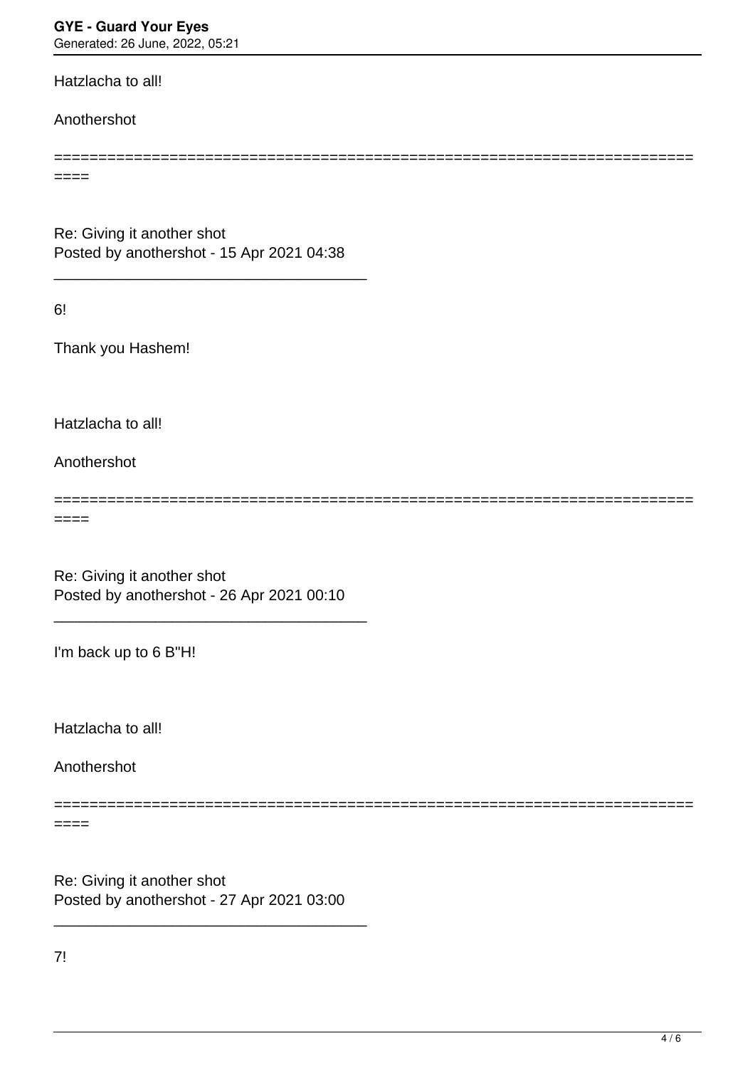Hatzlacha to all!

Anothershot

========================================================================
====

Re: Giving it another shot
Posted by anothershot - 15 Apr 2021 04:38

_____________________________________

6!

Thank you Hashem!

Hatzlacha to all!

Anothershot

========================================================================
====

Re: Giving it another shot
Posted by anothershot - 26 Apr 2021 00:10

_____________________________________

I'm back up to 6 B"H!

Hatzlacha to all!

Anothershot

========================================================================
====

Re: Giving it another shot
Posted by anothershot - 27 Apr 2021 03:00

_____________________________________

7!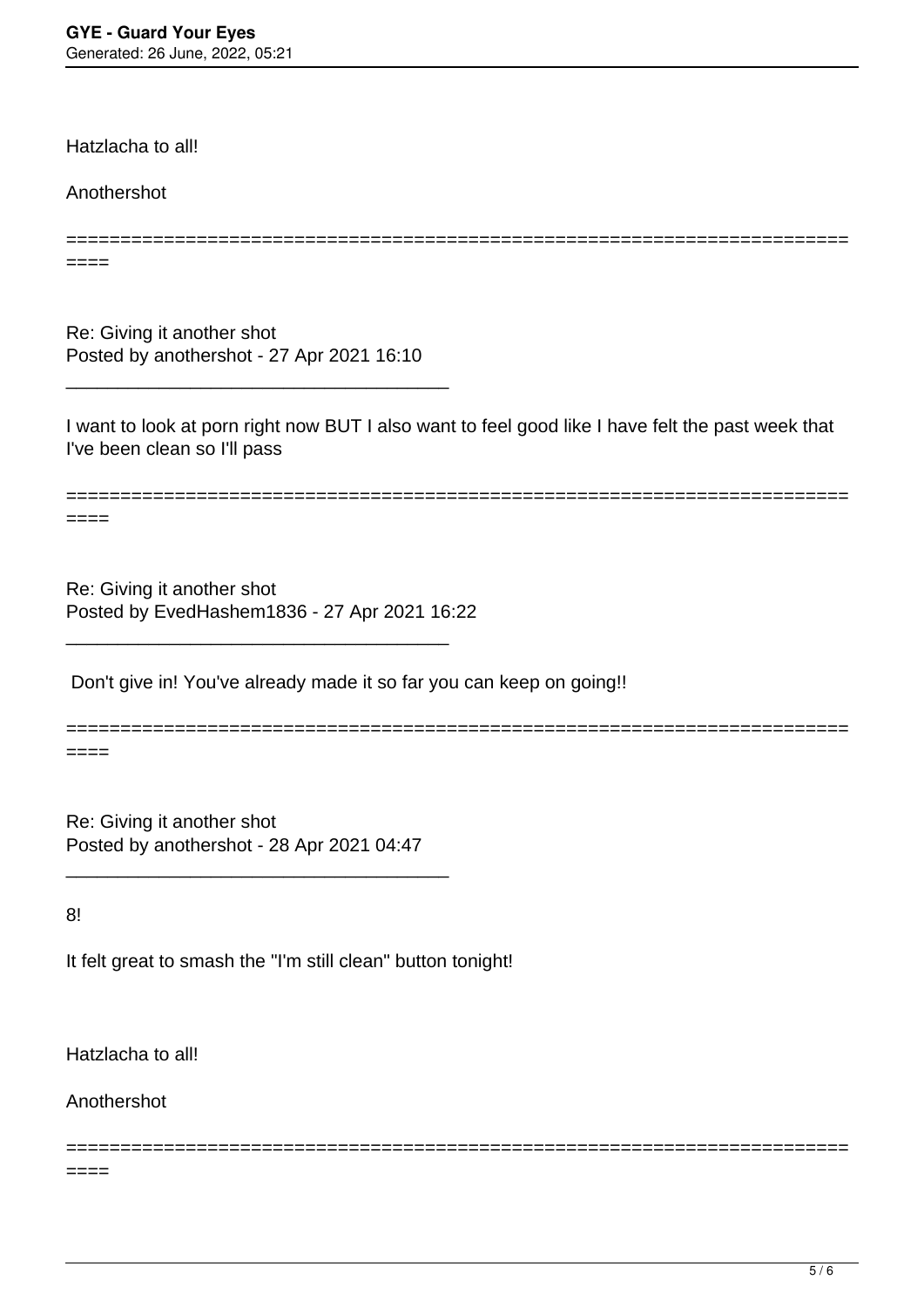Hatzlacha to all!

Anothershot

============================================================================

Re: Giving it another shot
Posted by anothershot - 27 Apr 2021 16:10

_____________________________________

I want to look at porn right now BUT I also want to feel good like I have felt the past week that I've been clean so I'll pass

============================================================================

Re: Giving it another shot
Posted by EvedHashem1836 - 27 Apr 2021 16:22

_____________________________________

Don't give in! You've already made it so far you can keep on going!!

============================================================================

Re: Giving it another shot
Posted by anothershot - 28 Apr 2021 04:47

_____________________________________

8!

It felt great to smash the "I'm still clean" button tonight!

Hatzlacha to all!

Anothershot

============================================================================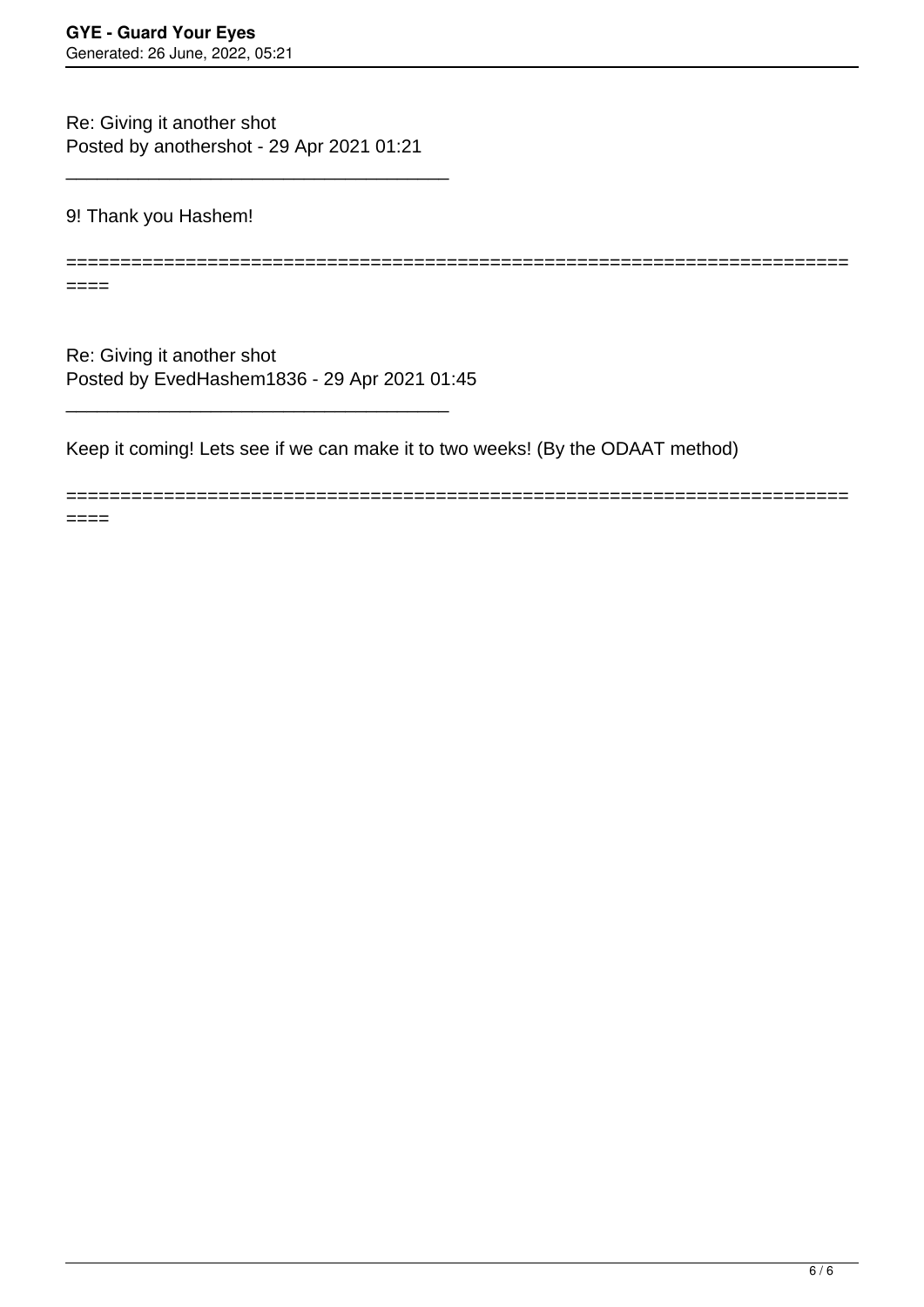Re: Giving it another shot
Posted by anothershot - 29 Apr 2021 01:21

---

9! Thank you Hashem!

---

Re: Giving it another shot
Posted by EvedHashem1836 - 29 Apr 2021 01:45

---

Keep it coming! Lets see if we can make it to two weeks! (By the ODAAT method)

---